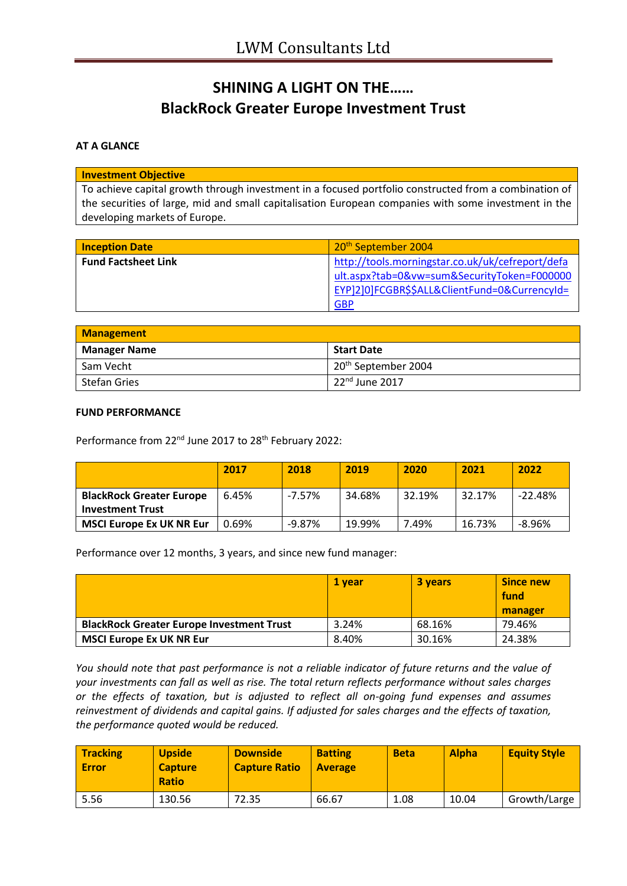# LWM Consultants Ltd

## SHINING A LIGHT ON THE……
## BlackRock Greater Europe Investment Trust

**AT A GLANCE**

| **Investment Objective** |
|---|
| To achieve capital growth through investment in a focused portfolio constructed from a combination of the securities of large, mid and small capitalisation European companies with some investment in the developing markets of Europe. |

| **Inception Date** | 20th September 2004 |
|---|---|
| **Fund Factsheet Link** | http://tools.morningstar.co.uk/uk/cefreport/default.aspx?tab=0&vw=sum&SecurityToken=F000000EYP]2]0]FCGBR$$ALL&ClientFund=0&CurrencyId=GBP |

| **Management** | |
|---|---|
| **Manager Name** | **Start Date** |
| Sam Vecht | 20th September 2004 |
| Stefan Gries | 22nd June 2017 |

**FUND PERFORMANCE**

Performance from 22nd June 2017 to 28th February 2022:

| | **2017** | **2018** | **2019** | **2020** | **2021** | **2022** |
|---|---|---|---|---|---|---|
| **BlackRock Greater Europe Investment Trust** | 6.45% | -7.57% | 34.68% | 32.19% | 32.17% | -22.48% |
| **MSCI Europe Ex UK NR Eur** | 0.69% | -9.87% | 19.99% | 7.49% | 16.73% | -8.96% |

Performance over 12 months, 3 years, and since new fund manager:

| | **1 year** | **3 years** | **Since new fund manager** |
|---|---|---|---|
| **BlackRock Greater Europe Investment Trust** | 3.24% | 68.16% | 79.46% |
| **MSCI Europe Ex UK NR Eur** | 8.40% | 30.16% | 24.38% |

*You should note that past performance is not a reliable indicator of future returns and the value of your investments can fall as well as rise. The total return reflects performance without sales charges or the effects of taxation, but is adjusted to reflect all on-going fund expenses and assumes reinvestment of dividends and capital gains. If adjusted for sales charges and the effects of taxation, the performance quoted would be reduced.*

| **Tracking Error** | **Upside Capture Ratio** | **Downside Capture Ratio** | **Batting Average** | **Beta** | **Alpha** | **Equity Style** |
|---|---|---|---|---|---|---|
| 5.56 | 130.56 | 72.35 | 66.67 | 1.08 | 10.04 | Growth/Large |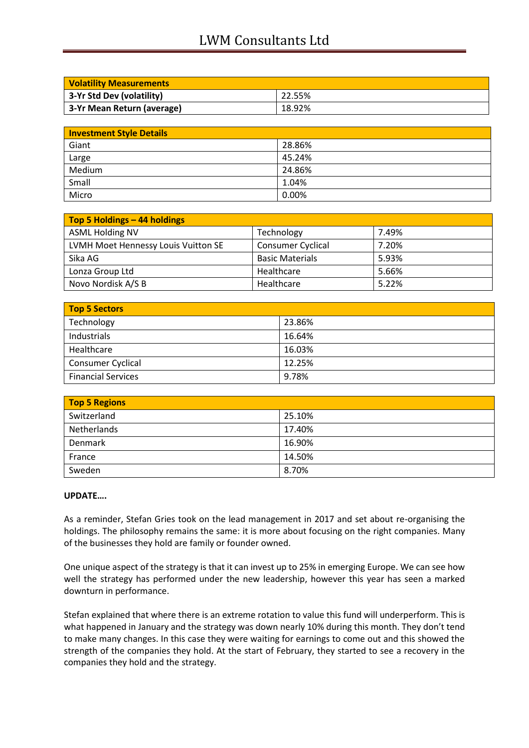| Volatility Measurements | |
|---|---|
| 3-Yr Std Dev (volatility) | 22.55% |
| 3-Yr Mean Return (average) | 18.92% |

| Investment Style Details | |
|---|---|
| Giant | 28.86% |
| Large | 45.24% |
| Medium | 24.86% |
| Small | 1.04% |
| Micro | 0.00% |

| Top 5 Holdings – 44 holdings | | |
|---|---|---|
| ASML Holding NV | Technology | 7.49% |
| LVMH Moet Hennessy Louis Vuitton SE | Consumer Cyclical | 7.20% |
| Sika AG | Basic Materials | 5.93% |
| Lonza Group Ltd | Healthcare | 5.66% |
| Novo Nordisk A/S B | Healthcare | 5.22% |

| Top 5 Sectors | |
|---|---|
| Technology | 23.86% |
| Industrials | 16.64% |
| Healthcare | 16.03% |
| Consumer Cyclical | 12.25% |
| Financial Services | 9.78% |

| Top 5 Regions | |
|---|---|
| Switzerland | 25.10% |
| Netherlands | 17.40% |
| Denmark | 16.90% |
| France | 14.50% |
| Sweden | 8.70% |

**UPDATE….**

As a reminder, Stefan Gries took on the lead management in 2017 and set about re-organising the holdings. The philosophy remains the same: it is more about focusing on the right companies. Many of the businesses they hold are family or founder owned.

One unique aspect of the strategy is that it can invest up to 25% in emerging Europe. We can see how well the strategy has performed under the new leadership, however this year has seen a marked downturn in performance.

Stefan explained that where there is an extreme rotation to value this fund will underperform. This is what happened in January and the strategy was down nearly 10% during this month. They don't tend to make many changes. In this case they were waiting for earnings to come out and this showed the strength of the companies they hold. At the start of February, they started to see a recovery in the companies they hold and the strategy.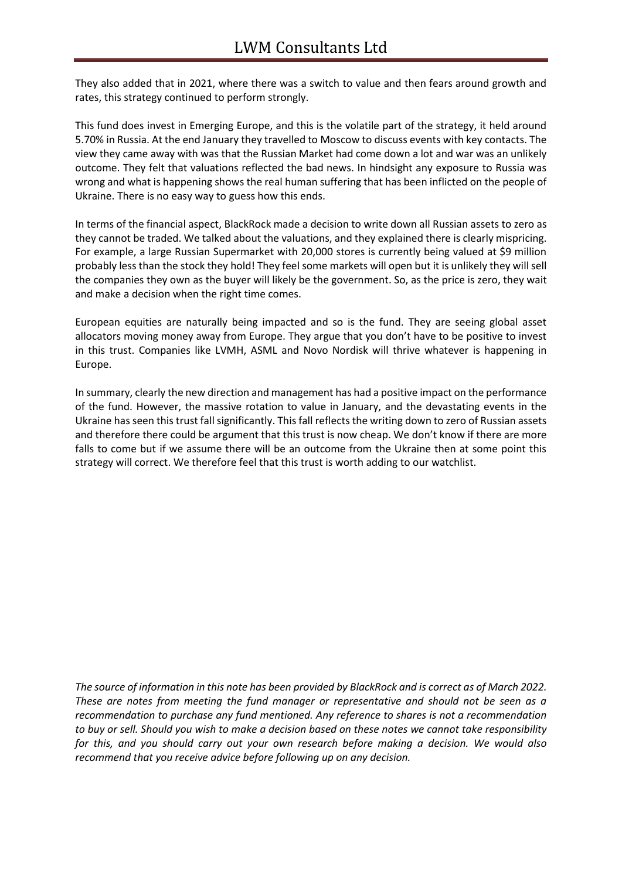They also added that in 2021, where there was a switch to value and then fears around growth and rates, this strategy continued to perform strongly.

This fund does invest in Emerging Europe, and this is the volatile part of the strategy, it held around 5.70% in Russia. At the end January they travelled to Moscow to discuss events with key contacts. The view they came away with was that the Russian Market had come down a lot and war was an unlikely outcome. They felt that valuations reflected the bad news. In hindsight any exposure to Russia was wrong and what is happening shows the real human suffering that has been inflicted on the people of Ukraine. There is no easy way to guess how this ends.

In terms of the financial aspect, BlackRock made a decision to write down all Russian assets to zero as they cannot be traded. We talked about the valuations, and they explained there is clearly mispricing. For example, a large Russian Supermarket with 20,000 stores is currently being valued at $9 million probably less than the stock they hold! They feel some markets will open but it is unlikely they will sell the companies they own as the buyer will likely be the government. So, as the price is zero, they wait and make a decision when the right time comes.

European equities are naturally being impacted and so is the fund. They are seeing global asset allocators moving money away from Europe. They argue that you don't have to be positive to invest in this trust. Companies like LVMH, ASML and Novo Nordisk will thrive whatever is happening in Europe.

In summary, clearly the new direction and management has had a positive impact on the performance of the fund. However, the massive rotation to value in January, and the devastating events in the Ukraine has seen this trust fall significantly. This fall reflects the writing down to zero of Russian assets and therefore there could be argument that this trust is now cheap. We don't know if there are more falls to come but if we assume there will be an outcome from the Ukraine then at some point this strategy will correct. We therefore feel that this trust is worth adding to our watchlist.

*The source of information in this note has been provided by BlackRock and is correct as of March 2022. These are notes from meeting the fund manager or representative and should not be seen as a recommendation to purchase any fund mentioned. Any reference to shares is not a recommendation to buy or sell. Should you wish to make a decision based on these notes we cannot take responsibility for this, and you should carry out your own research before making a decision. We would also recommend that you receive advice before following up on any decision.*